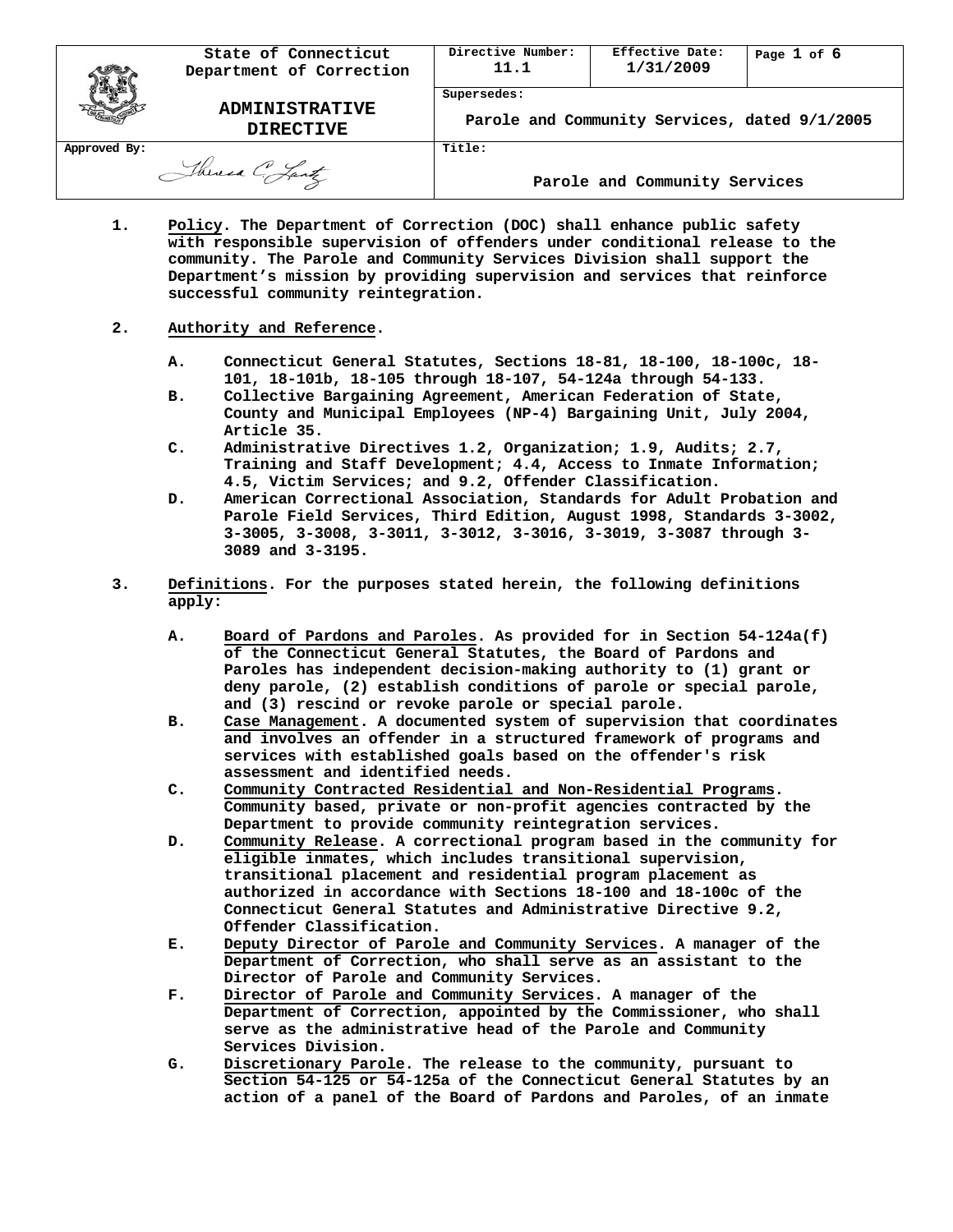| State of Connecticut Department of Correction | Directive Number: 11.1 | Effective Date: 1/31/2009 | Page 1 of 6 |
|---|---|---|---|
| **ADMINISTRATIVE DIRECTIVE** | Supersedes: Parole and Community Services, dated 9/1/2005 | | |
| Approved By: Theresa C. Lantz | Title: Parole and Community Services | | |

**1. Policy.** The Department of Correction (DOC) shall enhance public safety with responsible supervision of offenders under conditional release to the community. The Parole and Community Services Division shall support the Department's mission by providing supervision and services that reinforce successful community reintegration.

**2. Authority and Reference.**

- A. Connecticut General Statutes, Sections 18-81, 18-100, 18-100c, 18-101, 18-101b, 18-105 through 18-107, 54-124a through 54-133.
- B. Collective Bargaining Agreement, American Federation of State, County and Municipal Employees (NP-4) Bargaining Unit, July 2004, Article 35.
- C. Administrative Directives 1.2, Organization; 1.9, Audits; 2.7, Training and Staff Development; 4.4, Access to Inmate Information; 4.5, Victim Services; and 9.2, Offender Classification.
- D. American Correctional Association, Standards for Adult Probation and Parole Field Services, Third Edition, August 1998, Standards 3-3002, 3-3005, 3-3008, 3-3011, 3-3012, 3-3016, 3-3019, 3-3087 through 3-3089 and 3-3195.

**3. Definitions.** For the purposes stated herein, the following definitions apply:

- A. Board of Pardons and Paroles. As provided for in Section 54-124a(f) of the Connecticut General Statutes, the Board of Pardons and Paroles has independent decision-making authority to (1) grant or deny parole, (2) establish conditions of parole or special parole, and (3) rescind or revoke parole or special parole.
- B. Case Management. A documented system of supervision that coordinates and involves an offender in a structured framework of programs and services with established goals based on the offender's risk assessment and identified needs.
- C. Community Contracted Residential and Non-Residential Programs. Community based, private or non-profit agencies contracted by the Department to provide community reintegration services.
- D. Community Release. A correctional program based in the community for eligible inmates, which includes transitional supervision, transitional placement and residential program placement as authorized in accordance with Sections 18-100 and 18-100c of the Connecticut General Statutes and Administrative Directive 9.2, Offender Classification.
- E. Deputy Director of Parole and Community Services. A manager of the Department of Correction, who shall serve as an assistant to the Director of Parole and Community Services.
- F. Director of Parole and Community Services. A manager of the Department of Correction, appointed by the Commissioner, who shall serve as the administrative head of the Parole and Community Services Division.
- G. Discretionary Parole. The release to the community, pursuant to Section 54-125 or 54-125a of the Connecticut General Statutes by an action of a panel of the Board of Pardons and Paroles, of an inmate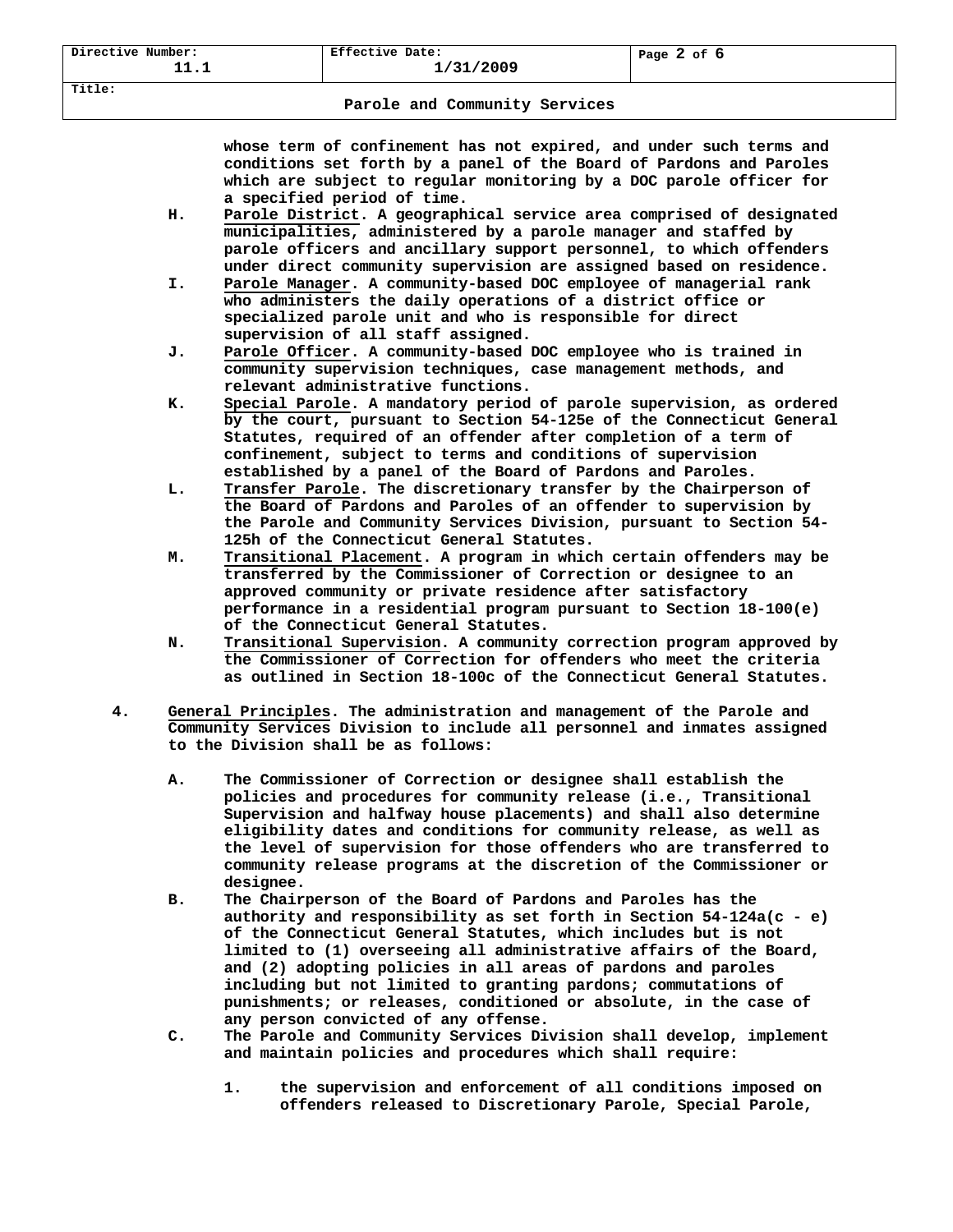whose term of confinement has not expired, and under such terms and conditions set forth by a panel of the Board of Pardons and Paroles which are subject to regular monitoring by a DOC parole officer for a specified period of time.

H. Parole District. A geographical service area comprised of designated municipalities, administered by a parole manager and staffed by parole officers and ancillary support personnel, to which offenders under direct community supervision are assigned based on residence.

I. Parole Manager. A community-based DOC employee of managerial rank who administers the daily operations of a district office or specialized parole unit and who is responsible for direct supervision of all staff assigned.

J. Parole Officer. A community-based DOC employee who is trained in community supervision techniques, case management methods, and relevant administrative functions.

K. Special Parole. A mandatory period of parole supervision, as ordered by the court, pursuant to Section 54-125e of the Connecticut General Statutes, required of an offender after completion of a term of confinement, subject to terms and conditions of supervision established by a panel of the Board of Pardons and Paroles.

L. Transfer Parole. The discretionary transfer by the Chairperson of the Board of Pardons and Paroles of an offender to supervision by the Parole and Community Services Division, pursuant to Section 54-125h of the Connecticut General Statutes.

M. Transitional Placement. A program in which certain offenders may be transferred by the Commissioner of Correction or designee to an approved community or private residence after satisfactory performance in a residential program pursuant to Section 18-100(e) of the Connecticut General Statutes.

N. Transitional Supervision. A community correction program approved by the Commissioner of Correction for offenders who meet the criteria as outlined in Section 18-100c of the Connecticut General Statutes.

4. General Principles. The administration and management of the Parole and Community Services Division to include all personnel and inmates assigned to the Division shall be as follows:

   A. The Commissioner of Correction or designee shall establish the policies and procedures for community release (i.e., Transitional Supervision and halfway house placements) and shall also determine eligibility dates and conditions for community release, as well as the level of supervision for those offenders who are transferred to community release programs at the discretion of the Commissioner or designee.

   B. The Chairperson of the Board of Pardons and Paroles has the authority and responsibility as set forth in Section 54-124a(c - e) of the Connecticut General Statutes, which includes but is not limited to (1) overseeing all administrative affairs of the Board, and (2) adopting policies in all areas of pardons and paroles including but not limited to granting pardons; commutations of punishments; or releases, conditioned or absolute, in the case of any person convicted of any offense.

   C. The Parole and Community Services Division shall develop, implement and maintain policies and procedures which shall require:

      1. the supervision and enforcement of all conditions imposed on offenders released to Discretionary Parole, Special Parole,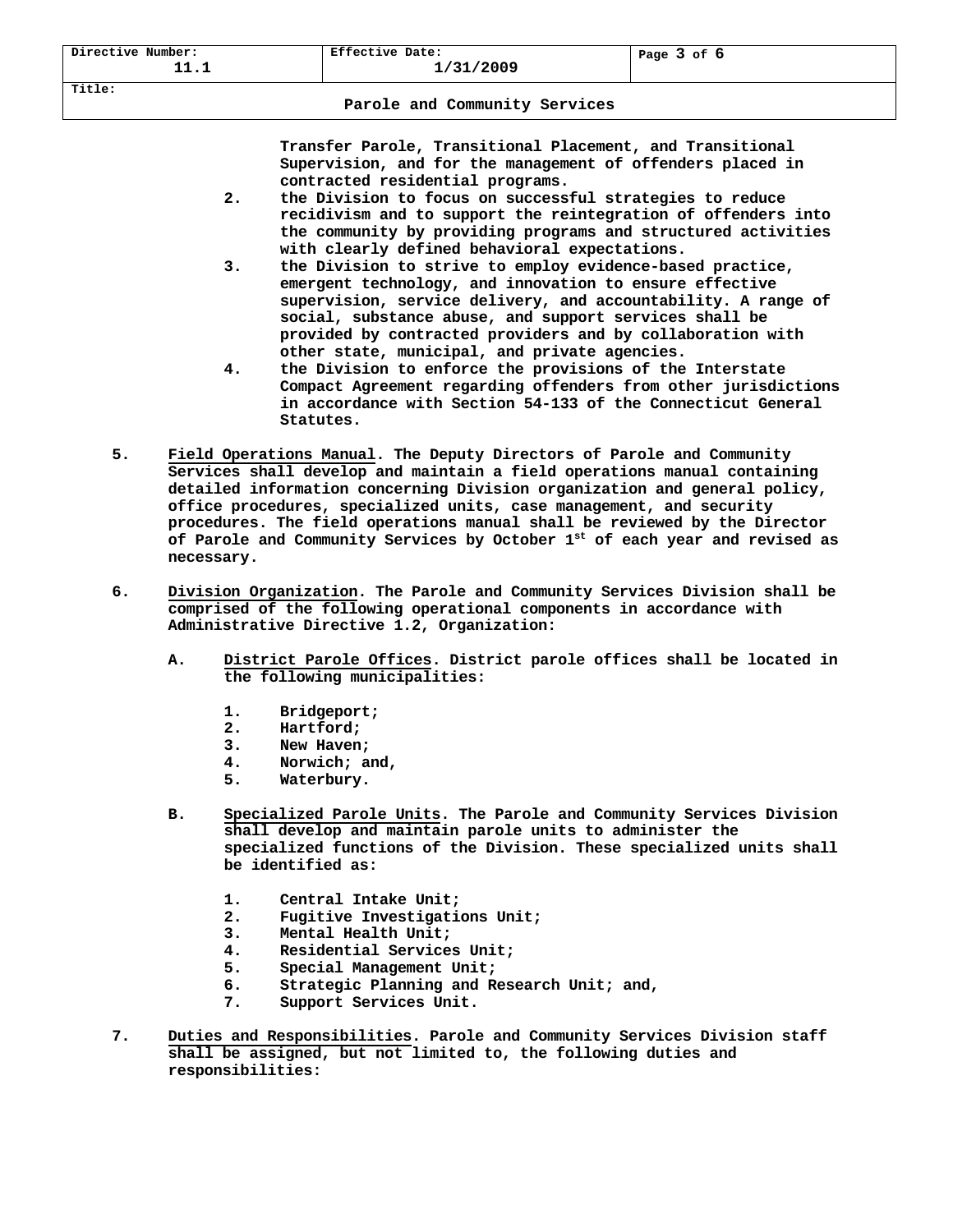**Transfer Parole, Transitional Placement, and Transitional Supervision, and for the management of offenders placed in contracted residential programs.**

2. **the Division to focus on successful strategies to reduce recidivism and to support the reintegration of offenders into the community by providing programs and structured activities with clearly defined behavioral expectations.**
3. **the Division to strive to employ evidence-based practice, emergent technology, and innovation to ensure effective supervision, service delivery, and accountability. A range of social, substance abuse, and support services shall be provided by contracted providers and by collaboration with other state, municipal, and private agencies.**
4. **the Division to enforce the provisions of the Interstate Compact Agreement regarding offenders from other jurisdictions in accordance with Section 54-133 of the Connecticut General Statutes.**

5. **Field Operations Manual. The Deputy Directors of Parole and Community Services shall develop and maintain a field operations manual containing detailed information concerning Division organization and general policy, office procedures, specialized units, case management, and security procedures. The field operations manual shall be reviewed by the Director of Parole and Community Services by October 1st of each year and revised as necessary.**

6. **Division Organization. The Parole and Community Services Division shall be comprised of the following operational components in accordance with Administrative Directive 1.2, Organization:**

   A. **District Parole Offices. District parole offices shall be located in the following municipalities:**

      1. **Bridgeport;**
      2. **Hartford;**
      3. **New Haven;**
      4. **Norwich; and,**
      5. **Waterbury.**

   B. **Specialized Parole Units. The Parole and Community Services Division shall develop and maintain parole units to administer the specialized functions of the Division. These specialized units shall be identified as:**

      1. **Central Intake Unit;**
      2. **Fugitive Investigations Unit;**
      3. **Mental Health Unit;**
      4. **Residential Services Unit;**
      5. **Special Management Unit;**
      6. **Strategic Planning and Research Unit; and,**
      7. **Support Services Unit.**

7. **Duties and Responsibilities. Parole and Community Services Division staff shall be assigned, but not limited to, the following duties and responsibilities:**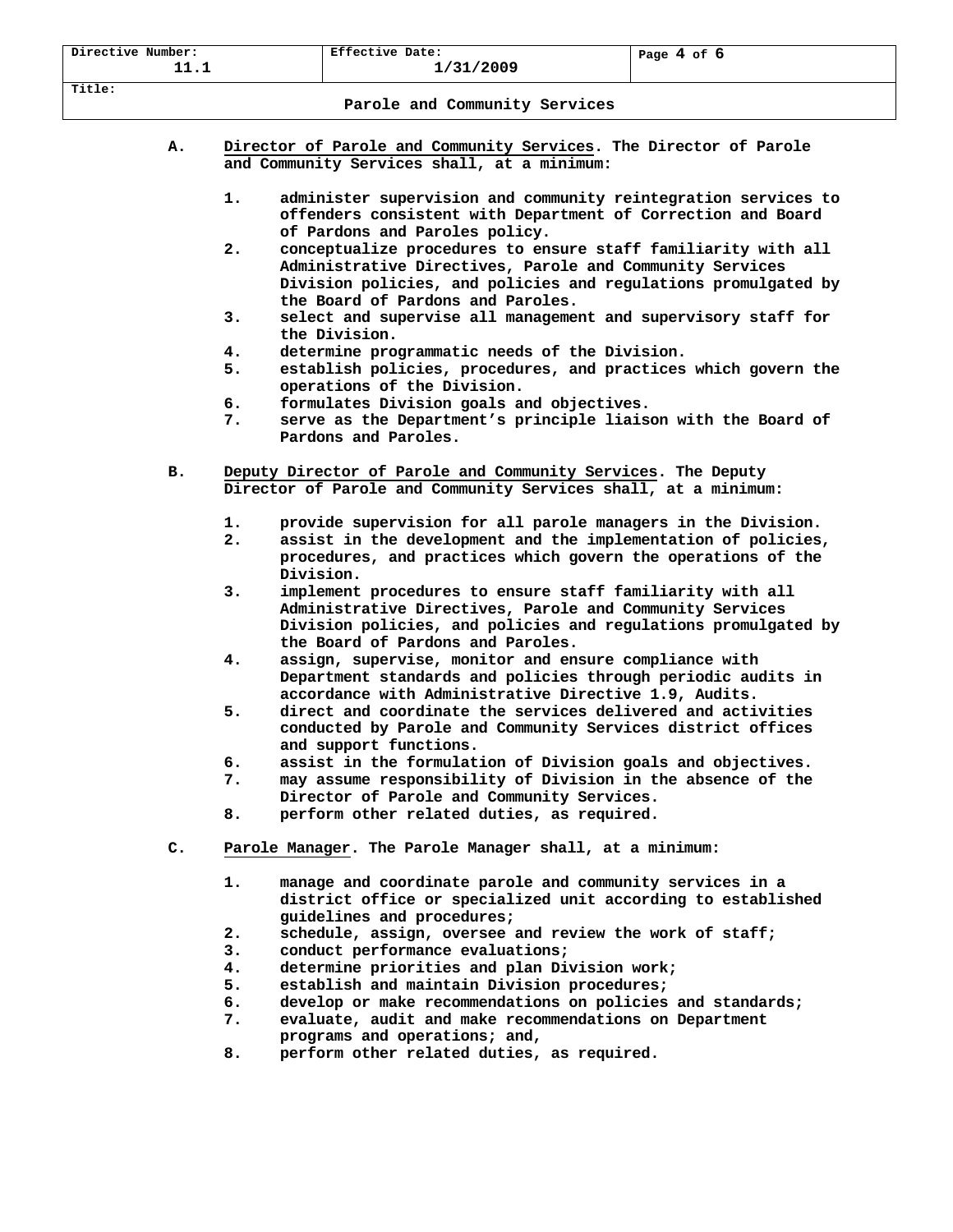A. **Director of Parole and Community Services**. The Director of Parole and Community Services shall, at a minimum:

1. administer supervision and community reintegration services to offenders consistent with Department of Correction and Board of Pardons and Paroles policy.
2. conceptualize procedures to ensure staff familiarity with all Administrative Directives, Parole and Community Services Division policies, and policies and regulations promulgated by the Board of Pardons and Paroles.
3. select and supervise all management and supervisory staff for the Division.
4. determine programmatic needs of the Division.
5. establish policies, procedures, and practices which govern the operations of the Division.
6. formulates Division goals and objectives.
7. serve as the Department's principle liaison with the Board of Pardons and Paroles.

B. **Deputy Director of Parole and Community Services**. The Deputy Director of Parole and Community Services shall, at a minimum:

1. provide supervision for all parole managers in the Division.
2. assist in the development and the implementation of policies, procedures, and practices which govern the operations of the Division.
3. implement procedures to ensure staff familiarity with all Administrative Directives, Parole and Community Services Division policies, and policies and regulations promulgated by the Board of Pardons and Paroles.
4. assign, supervise, monitor and ensure compliance with Department standards and policies through periodic audits in accordance with Administrative Directive 1.9, Audits.
5. direct and coordinate the services delivered and activities conducted by Parole and Community Services district offices and support functions.
6. assist in the formulation of Division goals and objectives.
7. may assume responsibility of Division in the absence of the Director of Parole and Community Services.
8. perform other related duties, as required.

C. **Parole Manager**. The Parole Manager shall, at a minimum:

1. manage and coordinate parole and community services in a district office or specialized unit according to established guidelines and procedures;
2. schedule, assign, oversee and review the work of staff;
3. conduct performance evaluations;
4. determine priorities and plan Division work;
5. establish and maintain Division procedures;
6. develop or make recommendations on policies and standards;
7. evaluate, audit and make recommendations on Department programs and operations; and,
8. perform other related duties, as required.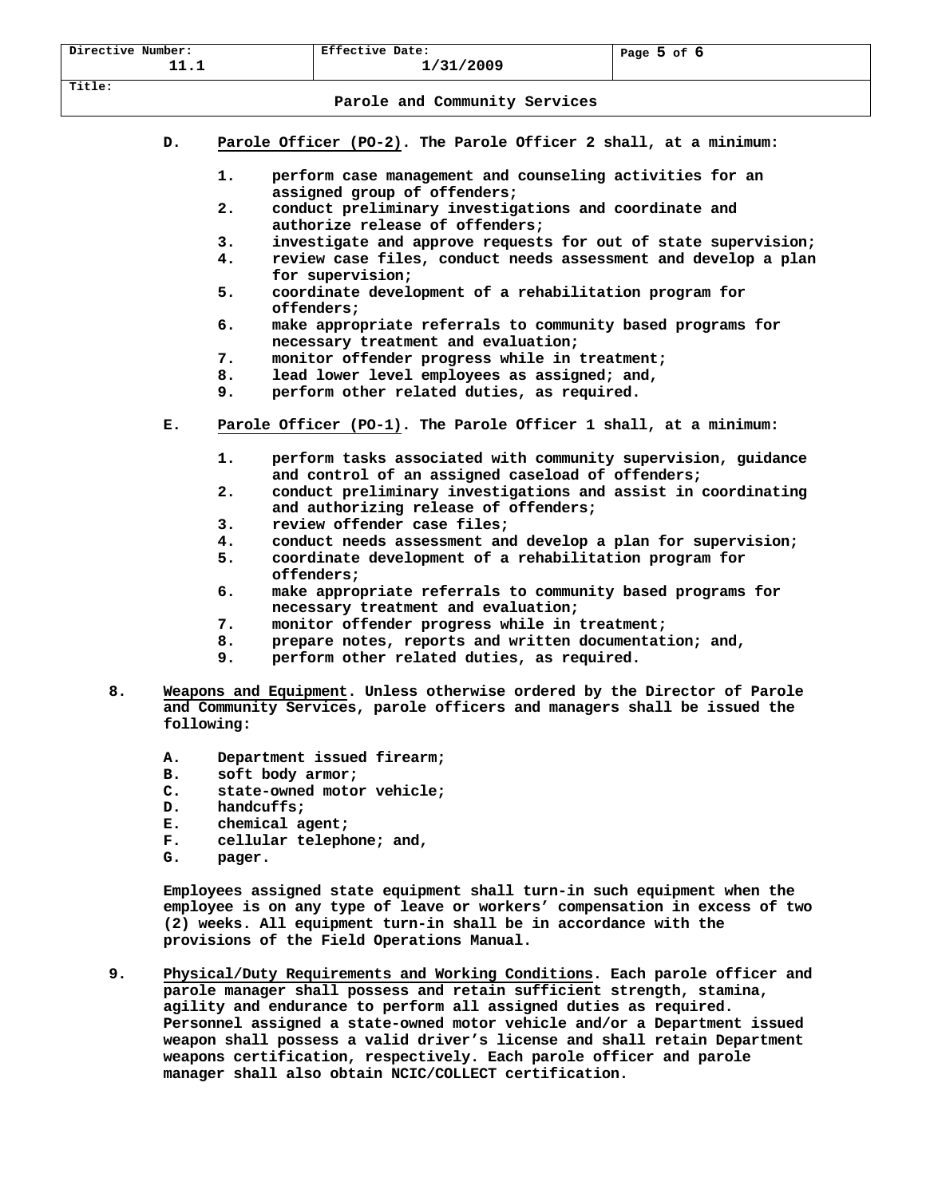D. **Parole Officer (PO-2)**. The Parole Officer 2 shall, at a minimum:

1. perform case management and counseling activities for an assigned group of offenders;
2. conduct preliminary investigations and coordinate and authorize release of offenders;
3. investigate and approve requests for out of state supervision;
4. review case files, conduct needs assessment and develop a plan for supervision;
5. coordinate development of a rehabilitation program for offenders;
6. make appropriate referrals to community based programs for necessary treatment and evaluation;
7. monitor offender progress while in treatment;
8. lead lower level employees as assigned; and,
9. perform other related duties, as required.

E. **Parole Officer (PO-1)**. The Parole Officer 1 shall, at a minimum:

1. perform tasks associated with community supervision, guidance and control of an assigned caseload of offenders;
2. conduct preliminary investigations and assist in coordinating and authorizing release of offenders;
3. review offender case files;
4. conduct needs assessment and develop a plan for supervision;
5. coordinate development of a rehabilitation program for offenders;
6. make appropriate referrals to community based programs for necessary treatment and evaluation;
7. monitor offender progress while in treatment;
8. prepare notes, reports and written documentation; and,
9. perform other related duties, as required.

8. **Weapons and Equipment**. Unless otherwise ordered by the Director of Parole and Community Services, parole officers and managers shall be issued the following:

   A. Department issued firearm;
   B. soft body armor;
   C. state-owned motor vehicle;
   D. handcuffs;
   E. chemical agent;
   F. cellular telephone; and,
   G. pager.

   Employees assigned state equipment shall turn-in such equipment when the employee is on any type of leave or workers' compensation in excess of two (2) weeks. All equipment turn-in shall be in accordance with the provisions of the Field Operations Manual.

9. **Physical/Duty Requirements and Working Conditions**. Each parole officer and parole manager shall possess and retain sufficient strength, stamina, agility and endurance to perform all assigned duties as required. Personnel assigned a state-owned motor vehicle and/or a Department issued weapon shall possess a valid driver's license and shall retain Department weapons certification, respectively. Each parole officer and parole manager shall also obtain NCIC/COLLECT certification.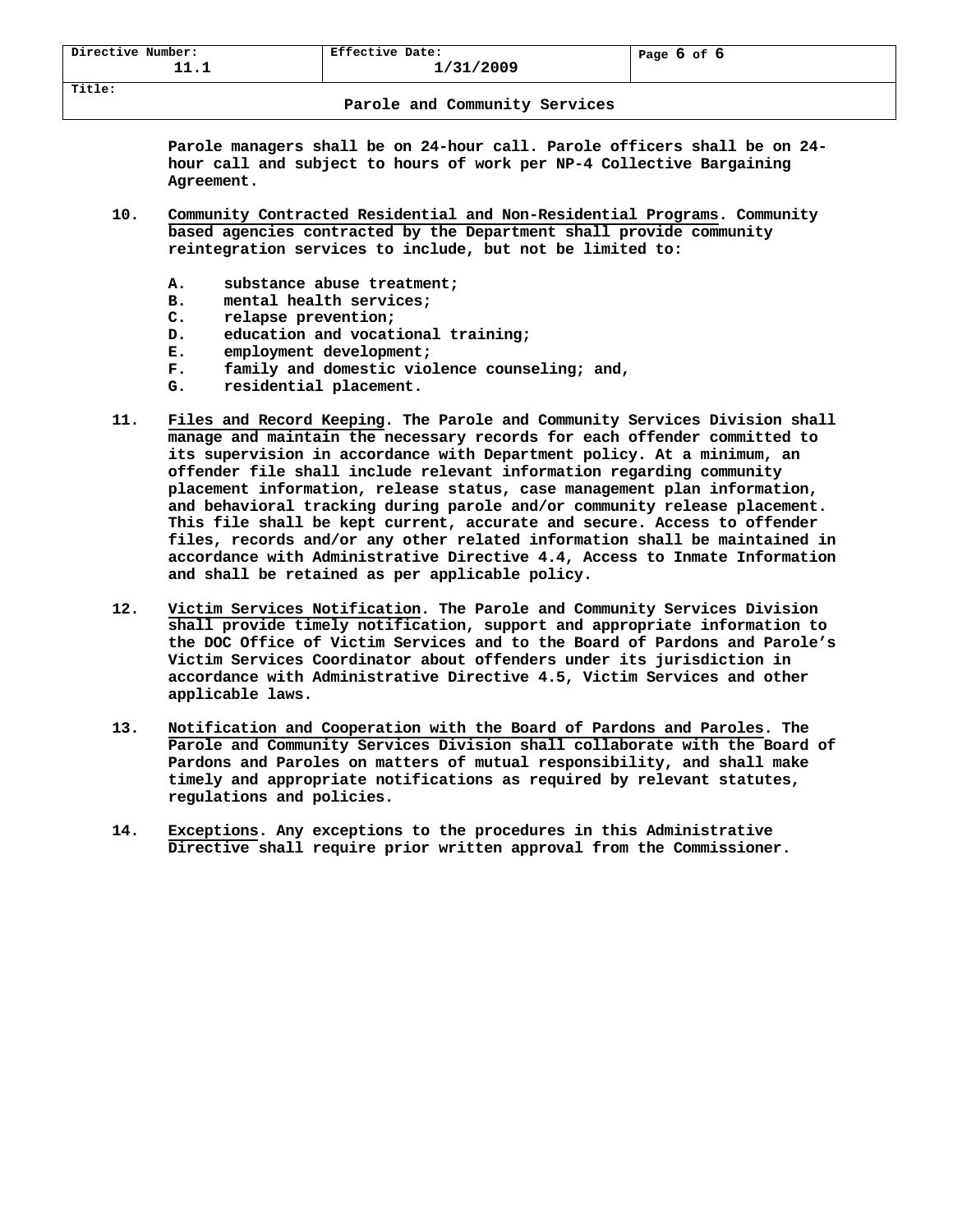Parole managers shall be on 24-hour call. Parole officers shall be on 24-hour call and subject to hours of work per NP-4 Collective Bargaining Agreement.

10. Community Contracted Residential and Non-Residential Programs. Community based agencies contracted by the Department shall provide community reintegration services to include, but not be limited to:

    A. substance abuse treatment;
    B. mental health services;
    C. relapse prevention;
    D. education and vocational training;
    E. employment development;
    F. family and domestic violence counseling; and,
    G. residential placement.

11. Files and Record Keeping. The Parole and Community Services Division shall manage and maintain the necessary records for each offender committed to its supervision in accordance with Department policy. At a minimum, an offender file shall include relevant information regarding community placement information, release status, case management plan information, and behavioral tracking during parole and/or community release placement. This file shall be kept current, accurate and secure. Access to offender files, records and/or any other related information shall be maintained in accordance with Administrative Directive 4.4, Access to Inmate Information and shall be retained as per applicable policy.

12. Victim Services Notification. The Parole and Community Services Division shall provide timely notification, support and appropriate information to the DOC Office of Victim Services and to the Board of Pardons and Parole's Victim Services Coordinator about offenders under its jurisdiction in accordance with Administrative Directive 4.5, Victim Services and other applicable laws.

13. Notification and Cooperation with the Board of Pardons and Paroles. The Parole and Community Services Division shall collaborate with the Board of Pardons and Paroles on matters of mutual responsibility, and shall make timely and appropriate notifications as required by relevant statutes, regulations and policies.

14. Exceptions. Any exceptions to the procedures in this Administrative Directive shall require prior written approval from the Commissioner.